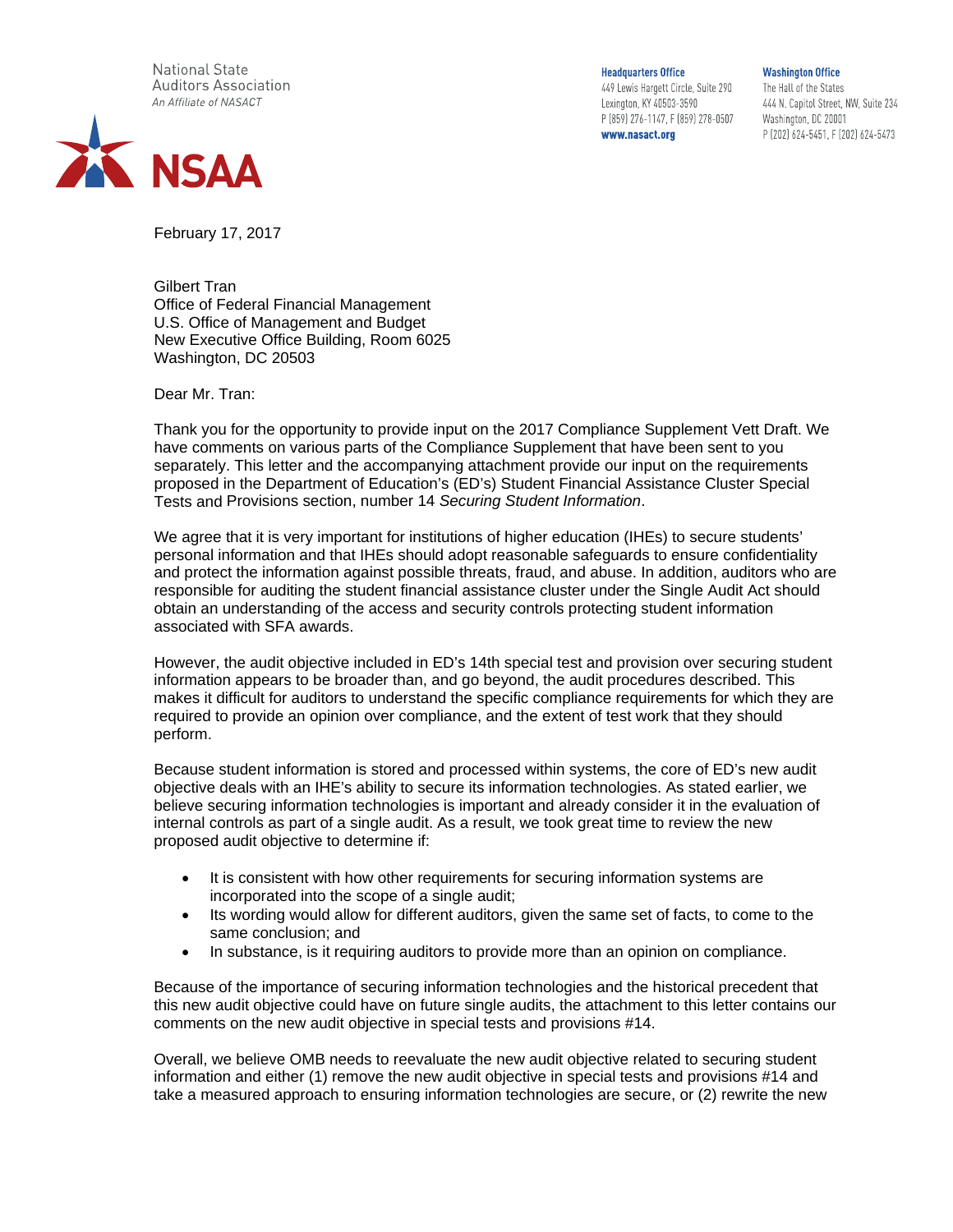National State Auditors Association
*An Affiliate of NASACT*

NSAA

**Headquarters Office**
449 Lewis Hargett Circle, Suite 290
Lexington, KY 40503-3590
P (859) 276-1147, F (859) 278-0507
**www.nasact.org**

**Washington Office**
The Hall of the States
444 N. Capitol Street, NW, Suite 234
Washington, DC 20001
P (202) 624-5451, F (202) 624-5473

February 17, 2017

Gilbert Tran
Office of Federal Financial Management
U.S. Office of Management and Budget
New Executive Office Building, Room 6025
Washington, DC 20503

Dear Mr. Tran:

Thank you for the opportunity to provide input on the 2017 Compliance Supplement Vett Draft. We have comments on various parts of the Compliance Supplement that have been sent to you separately. This letter and the accompanying attachment provide our input on the requirements proposed in the Department of Education's (ED's) Student Financial Assistance Cluster Special Tests and Provisions section, number 14 *Securing Student Information*.

We agree that it is very important for institutions of higher education (IHEs) to secure students' personal information and that IHEs should adopt reasonable safeguards to ensure confidentiality and protect the information against possible threats, fraud, and abuse. In addition, auditors who are responsible for auditing the student financial assistance cluster under the Single Audit Act should obtain an understanding of the access and security controls protecting student information associated with SFA awards.

However, the audit objective included in ED's 14th special test and provision over securing student information appears to be broader than, and go beyond, the audit procedures described. This makes it difficult for auditors to understand the specific compliance requirements for which they are required to provide an opinion over compliance, and the extent of test work that they should perform.

Because student information is stored and processed within systems, the core of ED's new audit objective deals with an IHE's ability to secure its information technologies. As stated earlier, we believe securing information technologies is important and already consider it in the evaluation of internal controls as part of a single audit. As a result, we took great time to review the new proposed audit objective to determine if:

- It is consistent with how other requirements for securing information systems are incorporated into the scope of a single audit;
- Its wording would allow for different auditors, given the same set of facts, to come to the same conclusion; and
- In substance, is it requiring auditors to provide more than an opinion on compliance.

Because of the importance of securing information technologies and the historical precedent that this new audit objective could have on future single audits, the attachment to this letter contains our comments on the new audit objective in special tests and provisions #14.

Overall, we believe OMB needs to reevaluate the new audit objective related to securing student information and either (1) remove the new audit objective in special tests and provisions #14 and take a measured approach to ensuring information technologies are secure, or (2) rewrite the new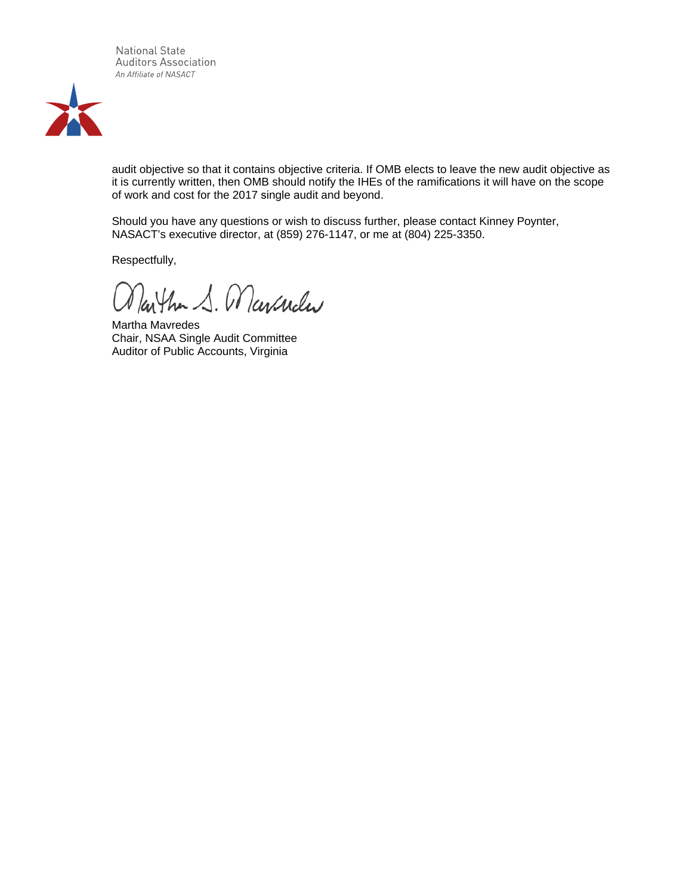audit objective so that it contains objective criteria. If OMB elects to leave the new audit objective as it is currently written, then OMB should notify the IHEs of the ramifications it will have on the scope of work and cost for the 2017 single audit and beyond.

Should you have any questions or wish to discuss further, please contact Kinney Poynter, NASACT's executive director, at (859) 276-1147, or me at (804) 225-3350.

Respectfully,

Martha Mavredes  
Chair, NSAA Single Audit Committee  
Auditor of Public Accounts, Virginia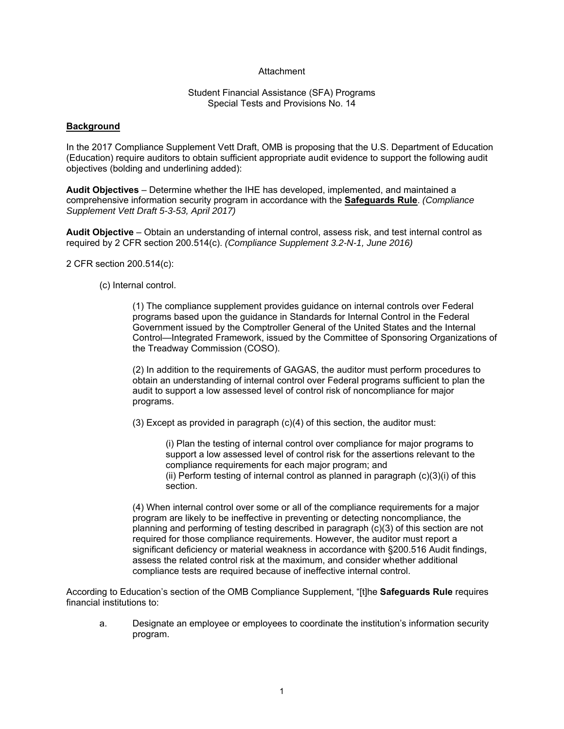Attachment

Student Financial Assistance (SFA) Programs
Special Tests and Provisions No. 14

**<u>Background</u>**

In the 2017 Compliance Supplement Vett Draft, OMB is proposing that the U.S. Department of Education (Education) require auditors to obtain sufficient appropriate audit evidence to support the following audit objectives (bolding and underlining added):

**Audit Objectives** – Determine whether the IHE has developed, implemented, and maintained a comprehensive information security program in accordance with the **<u>Safeguards Rule</u>**. *(Compliance Supplement Vett Draft 5-3-53, April 2017)*

**Audit Objective** – Obtain an understanding of internal control, assess risk, and test internal control as required by 2 CFR section 200.514(c). *(Compliance Supplement 3.2-N-1, June 2016)*

2 CFR section 200.514(c):

> (c) Internal control.
>
> > (1) The compliance supplement provides guidance on internal controls over Federal programs based upon the guidance in Standards for Internal Control in the Federal Government issued by the Comptroller General of the United States and the Internal Control—Integrated Framework, issued by the Committee of Sponsoring Organizations of the Treadway Commission (COSO).
> >
> > (2) In addition to the requirements of GAGAS, the auditor must perform procedures to obtain an understanding of internal control over Federal programs sufficient to plan the audit to support a low assessed level of control risk of noncompliance for major programs.
> >
> > (3) Except as provided in paragraph (c)(4) of this section, the auditor must:
> >
> > > (i) Plan the testing of internal control over compliance for major programs to support a low assessed level of control risk for the assertions relevant to the compliance requirements for each major program; and
> > > (ii) Perform testing of internal control as planned in paragraph (c)(3)(i) of this section.
> >
> > (4) When internal control over some or all of the compliance requirements for a major program are likely to be ineffective in preventing or detecting noncompliance, the planning and performing of testing described in paragraph (c)(3) of this section are not required for those compliance requirements. However, the auditor must report a significant deficiency or material weakness in accordance with §200.516 Audit findings, assess the related control risk at the maximum, and consider whether additional compliance tests are required because of ineffective internal control.

According to Education's section of the OMB Compliance Supplement, "[t]he **Safeguards Rule** requires financial institutions to:

a. Designate an employee or employees to coordinate the institution's information security program.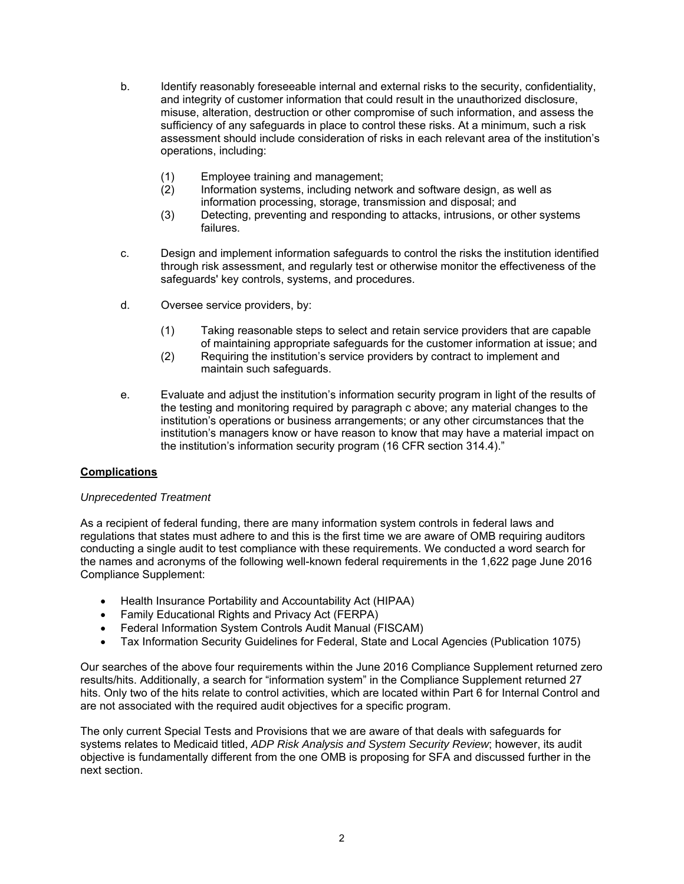b. Identify reasonably foreseeable internal and external risks to the security, confidentiality, and integrity of customer information that could result in the unauthorized disclosure, misuse, alteration, destruction or other compromise of such information, and assess the sufficiency of any safeguards in place to control these risks. At a minimum, such a risk assessment should include consideration of risks in each relevant area of the institution's operations, including:

   (1) Employee training and management;
   (2) Information systems, including network and software design, as well as information processing, storage, transmission and disposal; and
   (3) Detecting, preventing and responding to attacks, intrusions, or other systems failures.

c. Design and implement information safeguards to control the risks the institution identified through risk assessment, and regularly test or otherwise monitor the effectiveness of the safeguards' key controls, systems, and procedures.

d. Oversee service providers, by:

   (1) Taking reasonable steps to select and retain service providers that are capable of maintaining appropriate safeguards for the customer information at issue; and
   (2) Requiring the institution's service providers by contract to implement and maintain such safeguards.

e. Evaluate and adjust the institution's information security program in light of the results of the testing and monitoring required by paragraph c above; any material changes to the institution's operations or business arrangements; or any other circumstances that the institution's managers know or have reason to know that may have a material impact on the institution's information security program (16 CFR section 314.4)."

**Complications**

*Unprecedented Treatment*

As a recipient of federal funding, there are many information system controls in federal laws and regulations that states must adhere to and this is the first time we are aware of OMB requiring auditors conducting a single audit to test compliance with these requirements. We conducted a word search for the names and acronyms of the following well-known federal requirements in the 1,622 page June 2016 Compliance Supplement:

- Health Insurance Portability and Accountability Act (HIPAA)
- Family Educational Rights and Privacy Act (FERPA)
- Federal Information System Controls Audit Manual (FISCAM)
- Tax Information Security Guidelines for Federal, State and Local Agencies (Publication 1075)

Our searches of the above four requirements within the June 2016 Compliance Supplement returned zero results/hits. Additionally, a search for "information system" in the Compliance Supplement returned 27 hits. Only two of the hits relate to control activities, which are located within Part 6 for Internal Control and are not associated with the required audit objectives for a specific program.

The only current Special Tests and Provisions that we are aware of that deals with safeguards for systems relates to Medicaid titled, *ADP Risk Analysis and System Security Review*; however, its audit objective is fundamentally different from the one OMB is proposing for SFA and discussed further in the next section.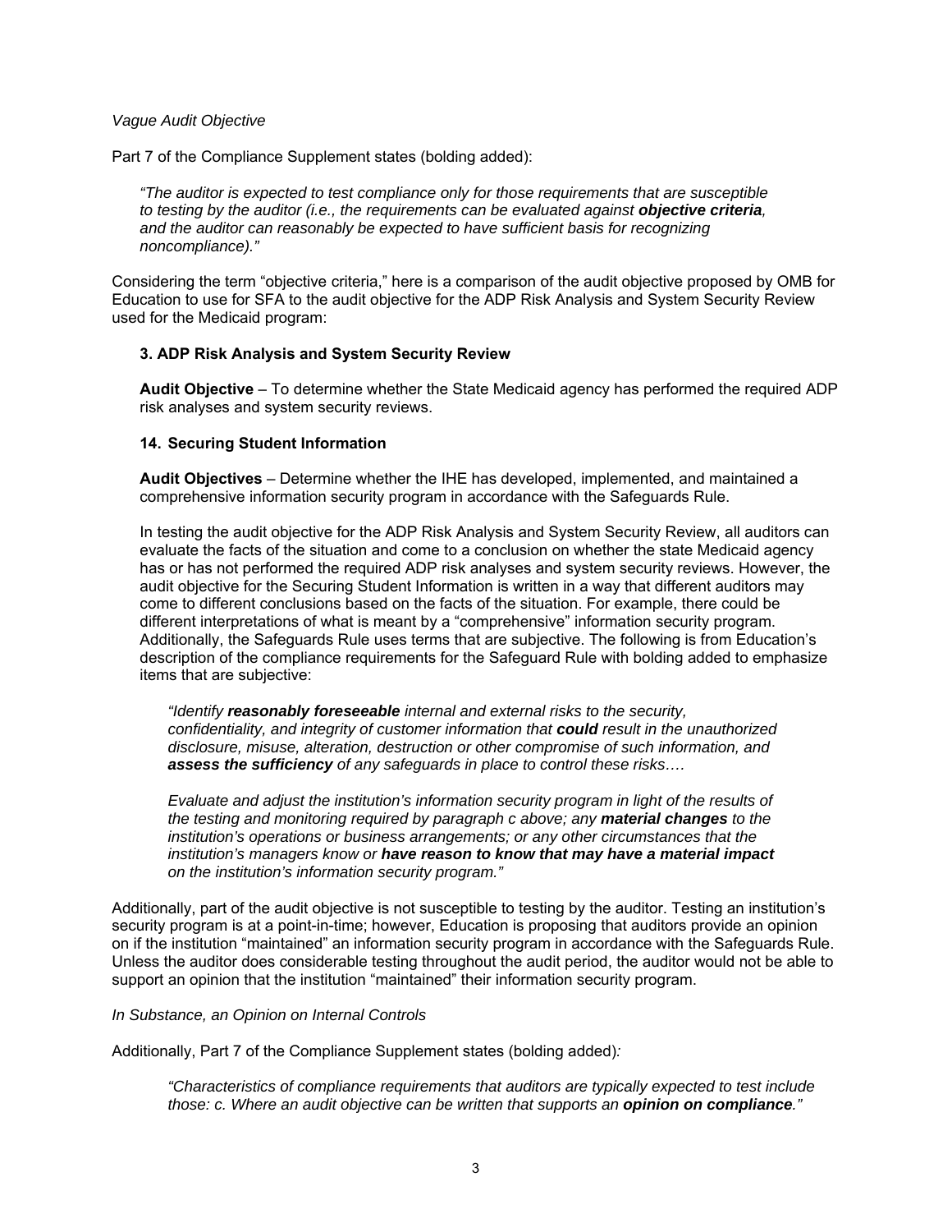*Vague Audit Objective*

Part 7 of the Compliance Supplement states (bolding added):

> *"The auditor is expected to test compliance only for those requirements that are susceptible to testing by the auditor (i.e., the requirements can be evaluated against **objective criteria**, and the auditor can reasonably be expected to have sufficient basis for recognizing noncompliance)."*

Considering the term "objective criteria," here is a comparison of the audit objective proposed by OMB for Education to use for SFA to the audit objective for the ADP Risk Analysis and System Security Review used for the Medicaid program:

> **3. ADP Risk Analysis and System Security Review**
>
> **Audit Objective** – To determine whether the State Medicaid agency has performed the required ADP risk analyses and system security reviews.
>
> **14. Securing Student Information**
>
> **Audit Objectives** – Determine whether the IHE has developed, implemented, and maintained a comprehensive information security program in accordance with the Safeguards Rule.
>
> In testing the audit objective for the ADP Risk Analysis and System Security Review, all auditors can evaluate the facts of the situation and come to a conclusion on whether the state Medicaid agency has or has not performed the required ADP risk analyses and system security reviews. However, the audit objective for the Securing Student Information is written in a way that different auditors may come to different conclusions based on the facts of the situation. For example, there could be different interpretations of what is meant by a "comprehensive" information security program. Additionally, the Safeguards Rule uses terms that are subjective. The following is from Education's description of the compliance requirements for the Safeguard Rule with bolding added to emphasize items that are subjective:
>
> > *"Identify **reasonably foreseeable** internal and external risks to the security, confidentiality, and integrity of customer information that **could** result in the unauthorized disclosure, misuse, alteration, destruction or other compromise of such information, and **assess the sufficiency** of any safeguards in place to control these risks….*
> >
> > *Evaluate and adjust the institution's information security program in light of the results of the testing and monitoring required by paragraph c above; any **material changes** to the institution's operations or business arrangements; or any other circumstances that the institution's managers know or **have reason to know that may have a material impact** on the institution's information security program."*

Additionally, part of the audit objective is not susceptible to testing by the auditor. Testing an institution's security program is at a point-in-time; however, Education is proposing that auditors provide an opinion on if the institution "maintained" an information security program in accordance with the Safeguards Rule. Unless the auditor does considerable testing throughout the audit period, the auditor would not be able to support an opinion that the institution "maintained" their information security program.

*In Substance, an Opinion on Internal Controls*

Additionally, Part 7 of the Compliance Supplement states (bolding added)*:*

> *"Characteristics of compliance requirements that auditors are typically expected to test include those: c. Where an audit objective can be written that supports an **opinion on compliance**."*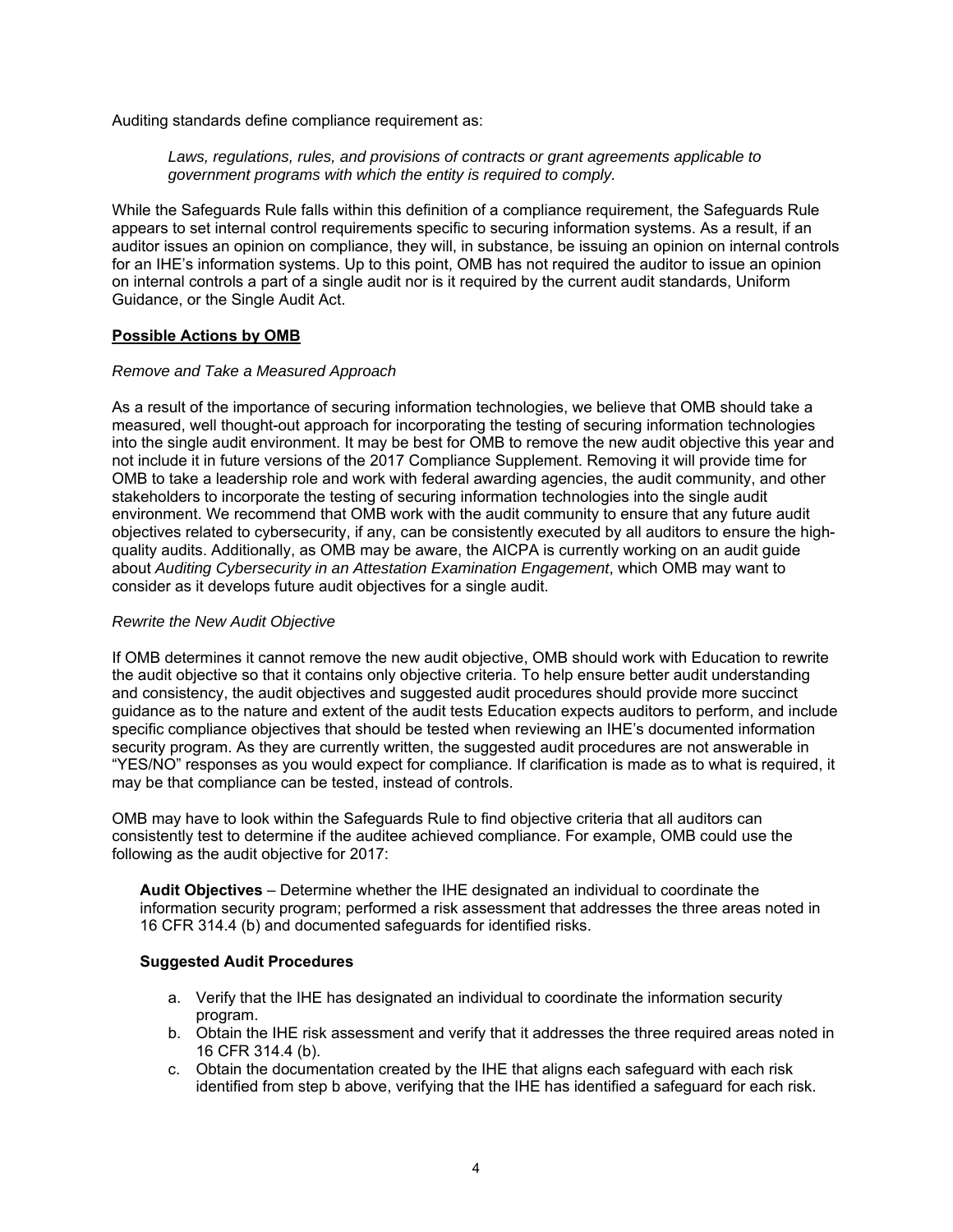Auditing standards define compliance requirement as:

> *Laws, regulations, rules, and provisions of contracts or grant agreements applicable to government programs with which the entity is required to comply.*

While the Safeguards Rule falls within this definition of a compliance requirement, the Safeguards Rule appears to set internal control requirements specific to securing information systems. As a result, if an auditor issues an opinion on compliance, they will, in substance, be issuing an opinion on internal controls for an IHE's information systems. Up to this point, OMB has not required the auditor to issue an opinion on internal controls a part of a single audit nor is it required by the current audit standards, Uniform Guidance, or the Single Audit Act.

**Possible Actions by OMB**

*Remove and Take a Measured Approach*

As a result of the importance of securing information technologies, we believe that OMB should take a measured, well thought-out approach for incorporating the testing of securing information technologies into the single audit environment. It may be best for OMB to remove the new audit objective this year and not include it in future versions of the 2017 Compliance Supplement. Removing it will provide time for OMB to take a leadership role and work with federal awarding agencies, the audit community, and other stakeholders to incorporate the testing of securing information technologies into the single audit environment. We recommend that OMB work with the audit community to ensure that any future audit objectives related to cybersecurity, if any, can be consistently executed by all auditors to ensure the high-quality audits. Additionally, as OMB may be aware, the AICPA is currently working on an audit guide about *Auditing Cybersecurity in an Attestation Examination Engagement*, which OMB may want to consider as it develops future audit objectives for a single audit.

*Rewrite the New Audit Objective*

If OMB determines it cannot remove the new audit objective, OMB should work with Education to rewrite the audit objective so that it contains only objective criteria. To help ensure better audit understanding and consistency, the audit objectives and suggested audit procedures should provide more succinct guidance as to the nature and extent of the audit tests Education expects auditors to perform, and include specific compliance objectives that should be tested when reviewing an IHE's documented information security program. As they are currently written, the suggested audit procedures are not answerable in "YES/NO" responses as you would expect for compliance. If clarification is made as to what is required, it may be that compliance can be tested, instead of controls.

OMB may have to look within the Safeguards Rule to find objective criteria that all auditors can consistently test to determine if the auditee achieved compliance. For example, OMB could use the following as the audit objective for 2017:

> **Audit Objectives** – Determine whether the IHE designated an individual to coordinate the information security program; performed a risk assessment that addresses the three areas noted in 16 CFR 314.4 (b) and documented safeguards for identified risks.
>
> **Suggested Audit Procedures**
>
> a. Verify that the IHE has designated an individual to coordinate the information security program.
> b. Obtain the IHE risk assessment and verify that it addresses the three required areas noted in 16 CFR 314.4 (b).
> c. Obtain the documentation created by the IHE that aligns each safeguard with each risk identified from step b above, verifying that the IHE has identified a safeguard for each risk.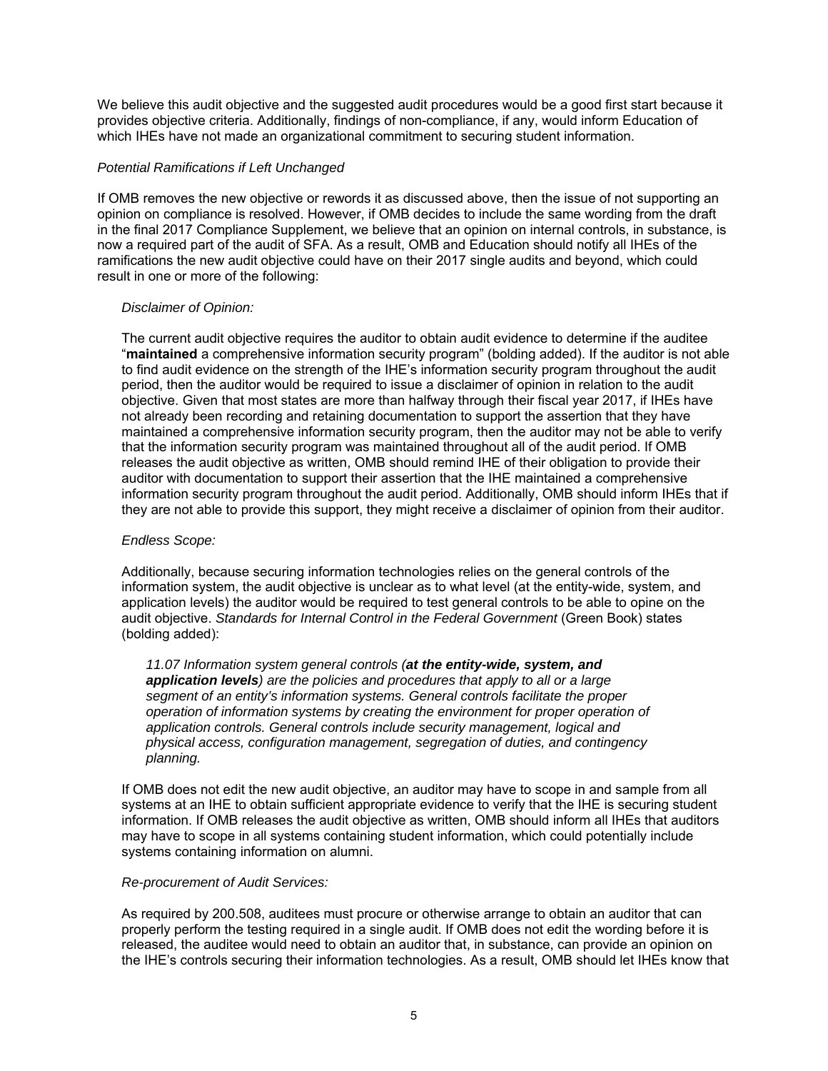We believe this audit objective and the suggested audit procedures would be a good first start because it provides objective criteria. Additionally, findings of non-compliance, if any, would inform Education of which IHEs have not made an organizational commitment to securing student information.

*Potential Ramifications if Left Unchanged*

If OMB removes the new objective or rewords it as discussed above, then the issue of not supporting an opinion on compliance is resolved. However, if OMB decides to include the same wording from the draft in the final 2017 Compliance Supplement, we believe that an opinion on internal controls, in substance, is now a required part of the audit of SFA. As a result, OMB and Education should notify all IHEs of the ramifications the new audit objective could have on their 2017 single audits and beyond, which could result in one or more of the following:

*Disclaimer of Opinion:*

The current audit objective requires the auditor to obtain audit evidence to determine if the auditee "**maintained** a comprehensive information security program" (bolding added). If the auditor is not able to find audit evidence on the strength of the IHE's information security program throughout the audit period, then the auditor would be required to issue a disclaimer of opinion in relation to the audit objective. Given that most states are more than halfway through their fiscal year 2017, if IHEs have not already been recording and retaining documentation to support the assertion that they have maintained a comprehensive information security program, then the auditor may not be able to verify that the information security program was maintained throughout all of the audit period. If OMB releases the audit objective as written, OMB should remind IHE of their obligation to provide their auditor with documentation to support their assertion that the IHE maintained a comprehensive information security program throughout the audit period. Additionally, OMB should inform IHEs that if they are not able to provide this support, they might receive a disclaimer of opinion from their auditor.

*Endless Scope:*

Additionally, because securing information technologies relies on the general controls of the information system, the audit objective is unclear as to what level (at the entity-wide, system, and application levels) the auditor would be required to test general controls to be able to opine on the audit objective. *Standards for Internal Control in the Federal Government* (Green Book) states (bolding added):

> *11.07 Information system general controls (**at the entity-wide, system, and application levels**) are the policies and procedures that apply to all or a large segment of an entity's information systems. General controls facilitate the proper operation of information systems by creating the environment for proper operation of application controls. General controls include security management, logical and physical access, configuration management, segregation of duties, and contingency planning.*

If OMB does not edit the new audit objective, an auditor may have to scope in and sample from all systems at an IHE to obtain sufficient appropriate evidence to verify that the IHE is securing student information. If OMB releases the audit objective as written, OMB should inform all IHEs that auditors may have to scope in all systems containing student information, which could potentially include systems containing information on alumni.

*Re-procurement of Audit Services:*

As required by 200.508, auditees must procure or otherwise arrange to obtain an auditor that can properly perform the testing required in a single audit. If OMB does not edit the wording before it is released, the auditee would need to obtain an auditor that, in substance, can provide an opinion on the IHE's controls securing their information technologies. As a result, OMB should let IHEs know that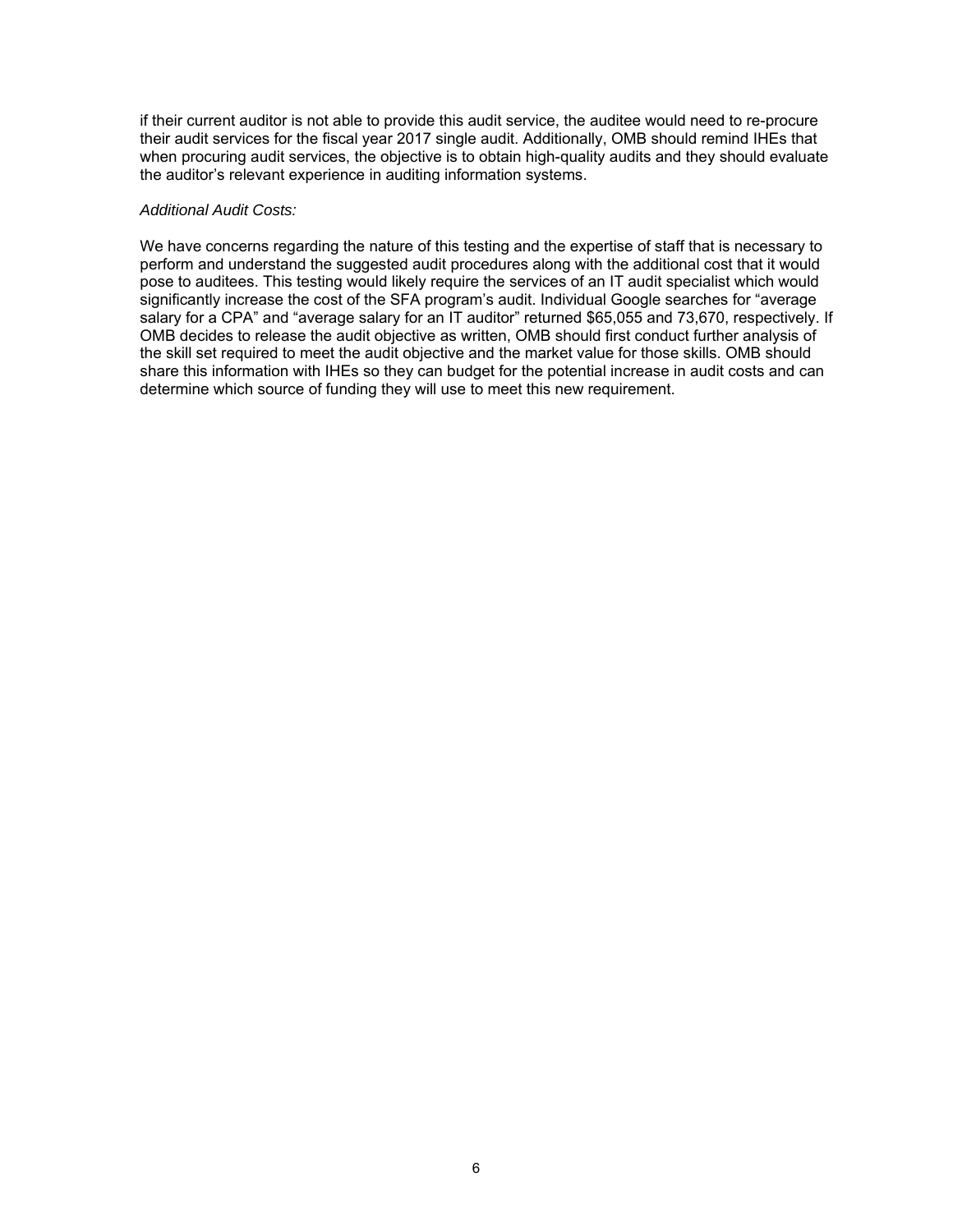if their current auditor is not able to provide this audit service, the auditee would need to re-procure their audit services for the fiscal year 2017 single audit. Additionally, OMB should remind IHEs that when procuring audit services, the objective is to obtain high-quality audits and they should evaluate the auditor's relevant experience in auditing information systems.

*Additional Audit Costs:*

We have concerns regarding the nature of this testing and the expertise of staff that is necessary to perform and understand the suggested audit procedures along with the additional cost that it would pose to auditees. This testing would likely require the services of an IT audit specialist which would significantly increase the cost of the SFA program's audit. Individual Google searches for "average salary for a CPA" and "average salary for an IT auditor" returned $65,055 and 73,670, respectively. If OMB decides to release the audit objective as written, OMB should first conduct further analysis of the skill set required to meet the audit objective and the market value for those skills. OMB should share this information with IHEs so they can budget for the potential increase in audit costs and can determine which source of funding they will use to meet this new requirement.